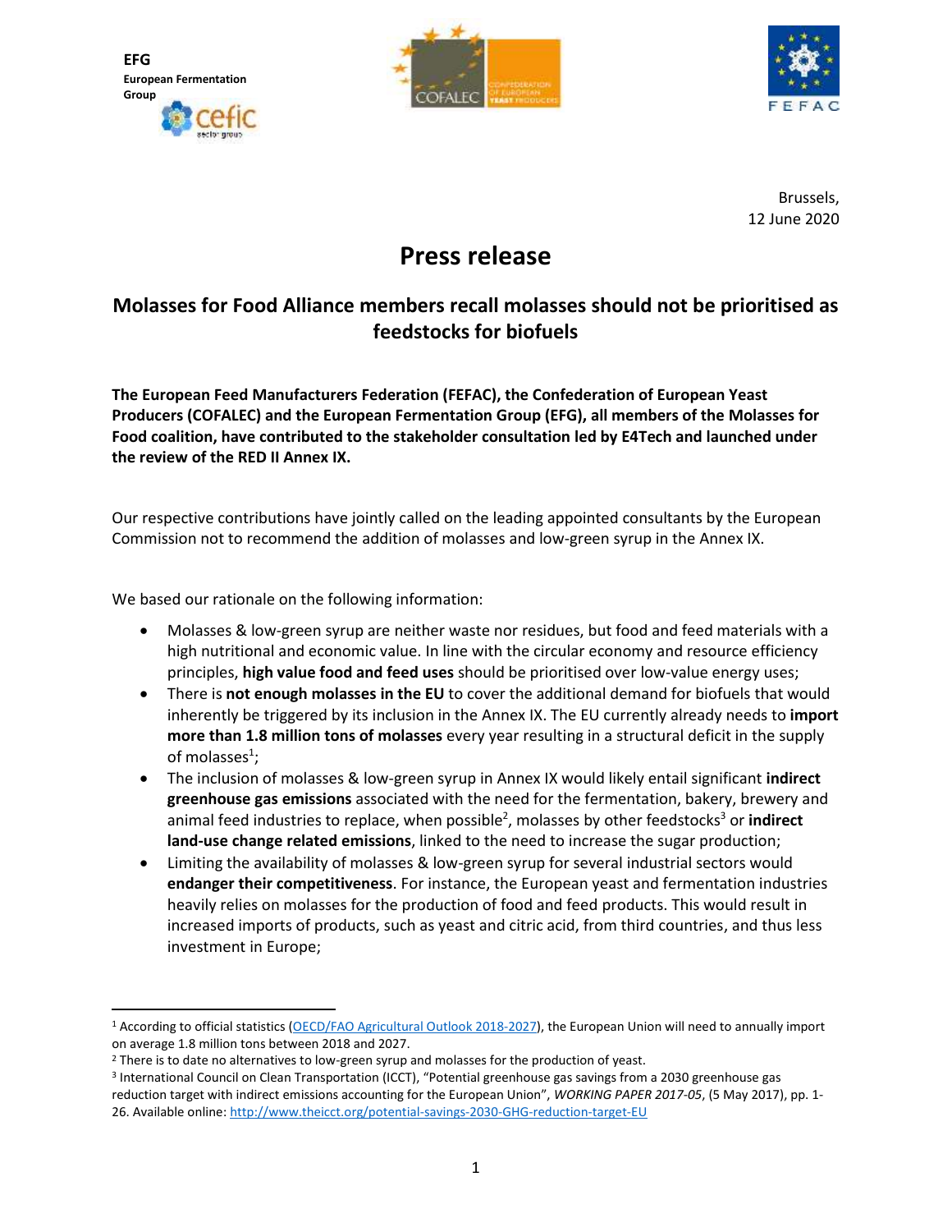**EFG**
**European Fermentation Group**

Brussels,
12 June 2020

# Press release

## Molasses for Food Alliance members recall molasses should not be prioritised as feedstocks for biofuels

**The European Feed Manufacturers Federation (FEFAC), the Confederation of European Yeast Producers (COFALEC) and the European Fermentation Group (EFG), all members of the Molasses for Food coalition, have contributed to the stakeholder consultation led by E4Tech and launched under the review of the RED II Annex IX.**

Our respective contributions have jointly called on the leading appointed consultants by the European Commission not to recommend the addition of molasses and low-green syrup in the Annex IX.

We based our rationale on the following information:

- Molasses & low-green syrup are neither waste nor residues, but food and feed materials with a high nutritional and economic value. In line with the circular economy and resource efficiency principles, **high value food and feed uses** should be prioritised over low-value energy uses;
- There is **not enough molasses in the EU** to cover the additional demand for biofuels that would inherently be triggered by its inclusion in the Annex IX. The EU currently already needs to **import more than 1.8 million tons of molasses** every year resulting in a structural deficit in the supply of molasses[1];
- The inclusion of molasses & low-green syrup in Annex IX would likely entail significant **indirect greenhouse gas emissions** associated with the need for the fermentation, bakery, brewery and animal feed industries to replace, when possible[2], molasses by other feedstocks[3] or **indirect land-use change related emissions**, linked to the need to increase the sugar production;
- Limiting the availability of molasses & low-green syrup for several industrial sectors would **endanger their competitiveness**. For instance, the European yeast and fermentation industries heavily relies on molasses for the production of food and feed products. This would result in increased imports of products, such as yeast and citric acid, from third countries, and thus less investment in Europe;

---

[1] According to official statistics (OECD/FAO Agricultural Outlook 2018-2027), the European Union will need to annually import on average 1.8 million tons between 2018 and 2027.

[2] There is to date no alternatives to low-green syrup and molasses for the production of yeast.

[3] International Council on Clean Transportation (ICCT), "Potential greenhouse gas savings from a 2030 greenhouse gas reduction target with indirect emissions accounting for the European Union", *WORKING PAPER 2017-05*, (5 May 2017), pp. 1-26. Available online: http://www.theicct.org/potential-savings-2030-GHG-reduction-target-EU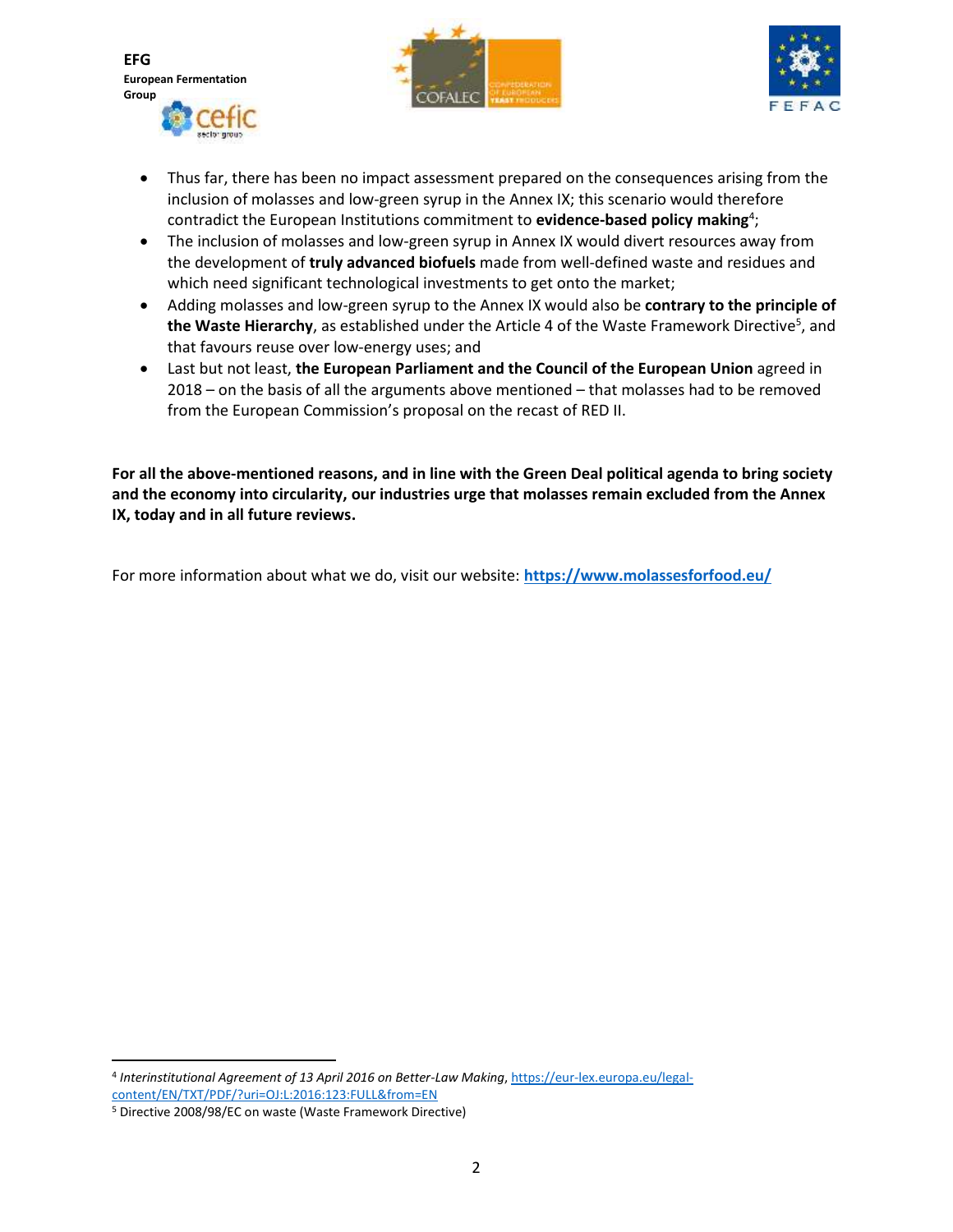- Thus far, there has been no impact assessment prepared on the consequences arising from the inclusion of molasses and low-green syrup in the Annex IX; this scenario would therefore contradict the European Institutions commitment to **evidence-based policy making**[4];
- The inclusion of molasses and low-green syrup in Annex IX would divert resources away from the development of **truly advanced biofuels** made from well-defined waste and residues and which need significant technological investments to get onto the market;
- Adding molasses and low-green syrup to the Annex IX would also be **contrary to the principle of the Waste Hierarchy**, as established under the Article 4 of the Waste Framework Directive[5], and that favours reuse over low-energy uses; and
- Last but not least, **the European Parliament and the Council of the European Union** agreed in 2018 – on the basis of all the arguments above mentioned – that molasses had to be removed from the European Commission's proposal on the recast of RED II.

**For all the above-mentioned reasons, and in line with the Green Deal political agenda to bring society and the economy into circularity, our industries urge that molasses remain excluded from the Annex IX, today and in all future reviews.**

For more information about what we do, visit our website: **[https://www.molassesforfood.eu/](https://www.molassesforfood.eu/)**

---

[4] *Interinstitutional Agreement of 13 April 2016 on Better-Law Making*, [https://eur-lex.europa.eu/legal-content/EN/TXT/PDF/?uri=OJ:L:2016:123:FULL&from=EN](https://eur-lex.europa.eu/legal-content/EN/TXT/PDF/?uri=OJ:L:2016:123:FULL&from=EN)

[5] Directive 2008/98/EC on waste (Waste Framework Directive)